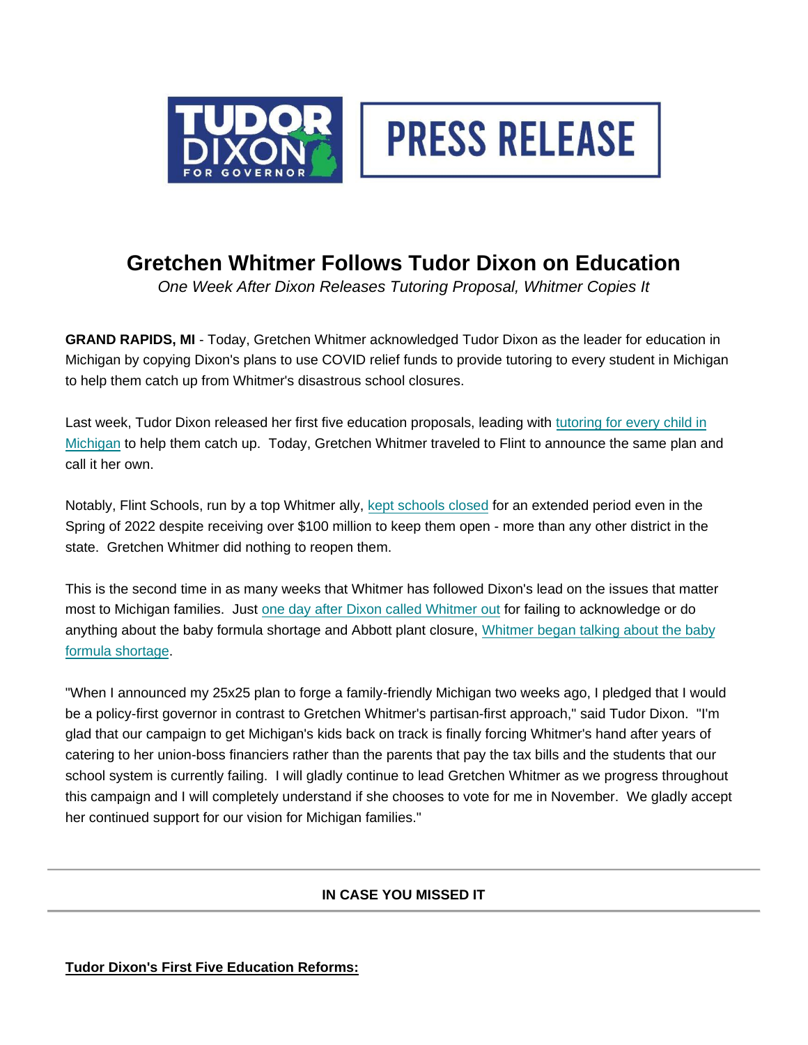TUDOR DIXON FOR GOVERNOR

PRESS RELEASE

# Gretchen Whitmer Follows Tudor Dixon on Education

*One Week After Dixon Releases Tutoring Proposal, Whitmer Copies It*

**GRAND RAPIDS, MI** - Today, Gretchen Whitmer acknowledged Tudor Dixon as the leader for education in Michigan by copying Dixon's plans to use COVID relief funds to provide tutoring to every student in Michigan to help them catch up from Whitmer's disastrous school closures.

Last week, Tudor Dixon released her first five education proposals, leading with tutoring for every child in Michigan to help them catch up. Today, Gretchen Whitmer traveled to Flint to announce the same plan and call it her own.

Notably, Flint Schools, run by a top Whitmer ally, kept schools closed for an extended period even in the Spring of 2022 despite receiving over $100 million to keep them open - more than any other district in the state. Gretchen Whitmer did nothing to reopen them.

This is the second time in as many weeks that Whitmer has followed Dixon's lead on the issues that matter most to Michigan families. Just one day after Dixon called Whitmer out for failing to acknowledge or do anything about the baby formula shortage and Abbott plant closure, Whitmer began talking about the baby formula shortage.

"When I announced my 25x25 plan to forge a family-friendly Michigan two weeks ago, I pledged that I would be a policy-first governor in contrast to Gretchen Whitmer's partisan-first approach," said Tudor Dixon. "I'm glad that our campaign to get Michigan's kids back on track is finally forcing Whitmer's hand after years of catering to her union-boss financiers rather than the parents that pay the tax bills and the students that our school system is currently failing. I will gladly continue to lead Gretchen Whitmer as we progress throughout this campaign and I will completely understand if she chooses to vote for me in November. We gladly accept her continued support for our vision for Michigan families."

---

**IN CASE YOU MISSED IT**

---

**Tudor Dixon's First Five Education Reforms:**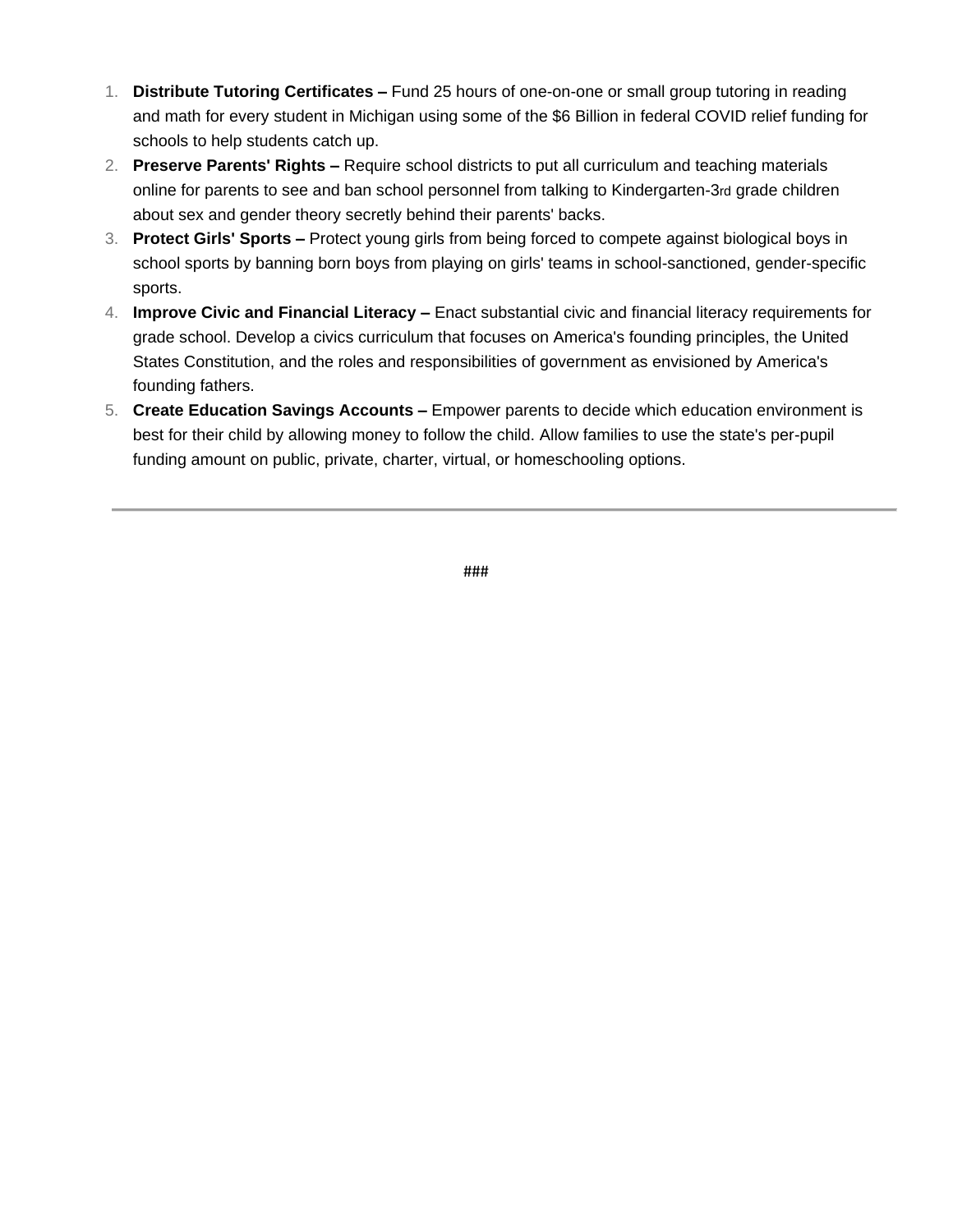1. **Distribute Tutoring Certificates –** Fund 25 hours of one-on-one or small group tutoring in reading and math for every student in Michigan using some of the $6 Billion in federal COVID relief funding for schools to help students catch up.
2. **Preserve Parents' Rights –** Require school districts to put all curriculum and teaching materials online for parents to see and ban school personnel from talking to Kindergarten-3rd grade children about sex and gender theory secretly behind their parents' backs.
3. **Protect Girls' Sports –** Protect young girls from being forced to compete against biological boys in school sports by banning born boys from playing on girls' teams in school-sanctioned, gender-specific sports.
4. **Improve Civic and Financial Literacy –** Enact substantial civic and financial literacy requirements for grade school. Develop a civics curriculum that focuses on America's founding principles, the United States Constitution, and the roles and responsibilities of government as envisioned by America's founding fathers.
5. **Create Education Savings Accounts –** Empower parents to decide which education environment is best for their child by allowing money to follow the child. Allow families to use the state's per-pupil funding amount on public, private, charter, virtual, or homeschooling options.

---

###